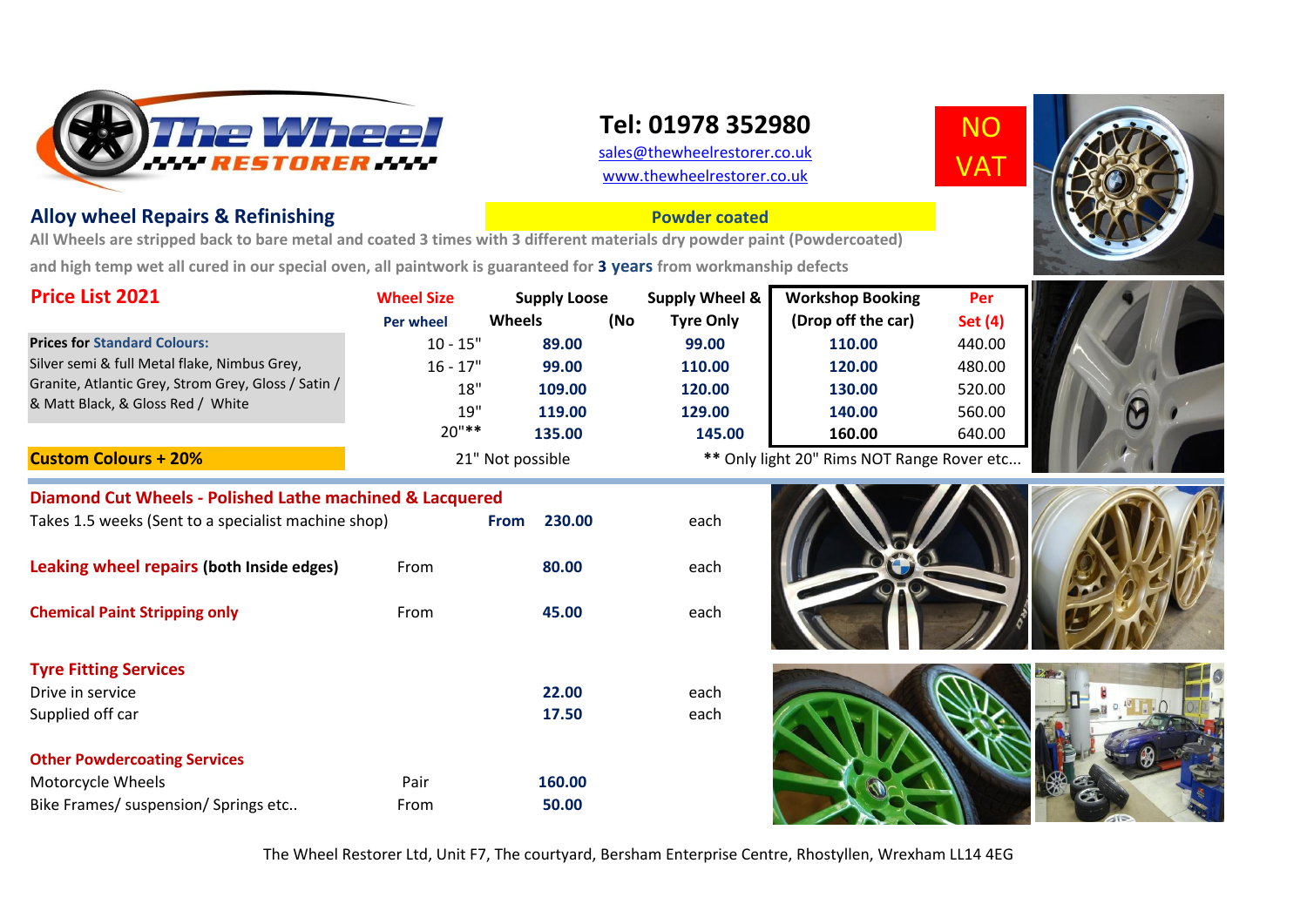# The Wheel Restorer

**Tel: 01978 352980**

sales@thewheelrestorer.co.uk

www.thewheelrestorer.co.uk

**NO VAT**

## Alloy wheel Repairs & Refinishing

**Powder coated**

All Wheels are stripped back to bare metal and coated 3 times with 3 different materials dry powder paint (Powdercoated) and high temp wet all cured in our special oven, all paintwork is guaranteed for **3 years** from workmanship defects

## Price List 2021

**Prices for Standard Colours:**
Silver semi & full Metal flake, Nimbus Grey, Granite, Atlantic Grey, Strom Grey, Gloss / Satin / & Matt Black, & Gloss Red / White

| Wheel Size Per wheel | Supply Loose Wheels (No | Supply Wheel & Tyre Only | Workshop Booking (Drop off the car) | Per Set (4) |
|---|---|---|---|---|
| 10 - 15" | 89.00 | 99.00 | 110.00 | 440.00 |
| 16 - 17" | 99.00 | 110.00 | 120.00 | 480.00 |
| 18" | 109.00 | 120.00 | 130.00 | 520.00 |
| 19" | 119.00 | 129.00 | 140.00 | 560.00 |
| 20"** | 135.00 | 145.00 | 160.00 | 640.00 |

**Custom Colours + 20%**

21" Not possible

** Only light 20" Rims NOT Range Rover etc...

### Diamond Cut Wheels - Polished Lathe machined & Lacquered

Takes 1.5 weeks (Sent to a specialist machine shop) — **From 230.00** each

**Leaking wheel repairs (both Inside edges)** — From **80.00** each

**Chemical Paint Stripping only** — From **45.00** each

### Tyre Fitting Services

| Service | Price | |
|---|---|---|
| Drive in service | 22.00 | each |
| Supplied off car | 17.50 | each |

### Other Powdercoating Services

| Item | | Price |
|---|---|---|
| Motorcycle Wheels | Pair | 160.00 |
| Bike Frames/ suspension/ Springs etc.. | From | 50.00 |

The Wheel Restorer Ltd, Unit F7, The courtyard, Bersham Enterprise Centre, Rhostyllen, Wrexham LL14 4EG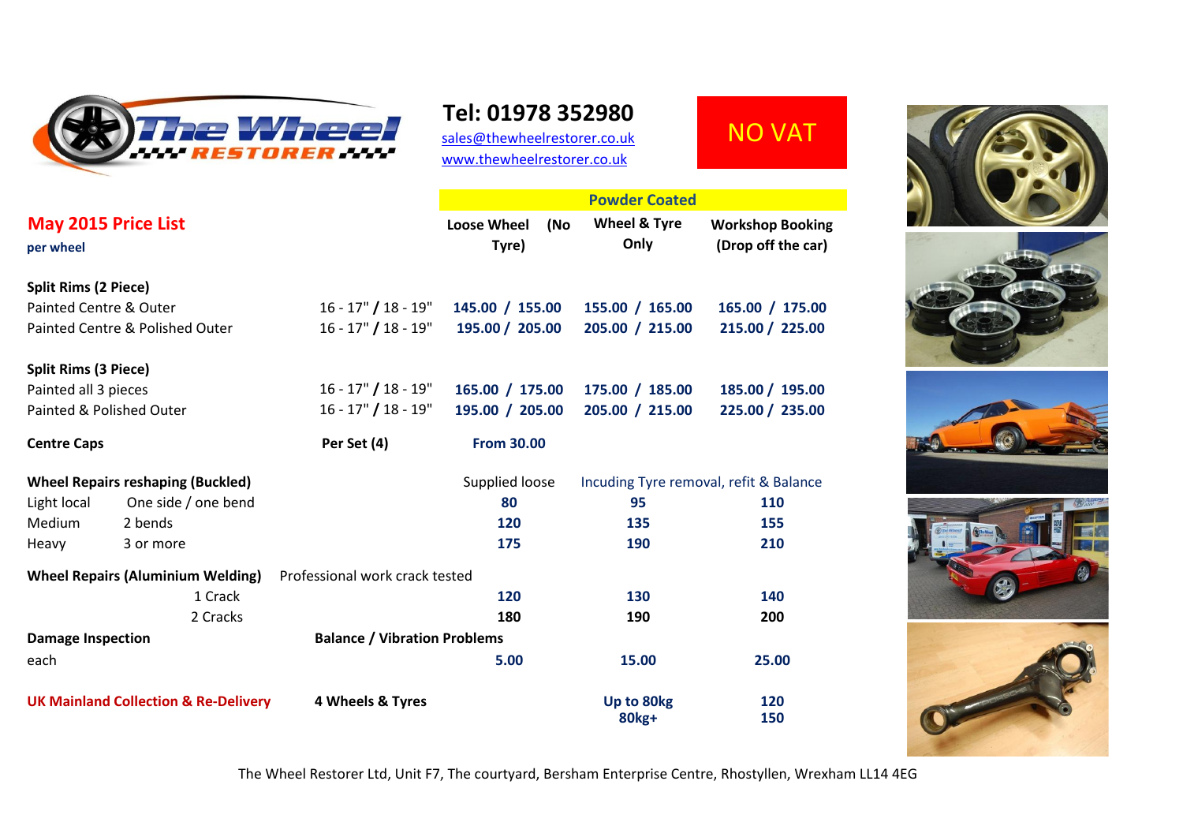Tel: 01978 352980

sales@thewheelrestorer.co.uk

www.thewheelrestorer.co.uk

NO VAT

## May 2015 Price List

**per wheel**

| | | Powder Coated | | |
|---|---|---|---|---|
| | | **Loose Wheel (No Tyre)** | **Wheel & Tyre Only** | **Workshop Booking (Drop off the car)** |
| **Split Rims (2 Piece)** | | | | |
| Painted Centre & Outer | 16 - 17" / 18 - 19" | 145.00 / 155.00 | 155.00 / 165.00 | 165.00 / 175.00 |
| Painted Centre & Polished Outer | 16 - 17" / 18 - 19" | 195.00 / 205.00 | 205.00 / 215.00 | 215.00 / 225.00 |
| **Split Rims (3 Piece)** | | | | |
| Painted all 3 pieces | 16 - 17" / 18 - 19" | 165.00 / 175.00 | 175.00 / 185.00 | 185.00 / 195.00 |
| Painted & Polished Outer | 16 - 17" / 18 - 19" | 195.00 / 205.00 | 205.00 / 215.00 | 225.00 / 235.00 |
| **Centre Caps** | **Per Set (4)** | **From 30.00** | | |
| **Wheel Repairs reshaping (Buckled)** | | Supplied loose | Incuding Tyre removal, refit & Balance | |
| Light local — One side / one bend | | 80 | 95 | 110 |
| Medium — 2 bends | | 120 | 135 | 155 |
| Heavy — 3 or more | | 175 | 190 | 210 |
| **Wheel Repairs (Aluminium Welding)** | Professional work crack tested | | | |
| 1 Crack | | 120 | 130 | 140 |
| 2 Cracks | | 180 | 190 | 200 |
| **Damage Inspection** | **Balance / Vibration Problems** | | | |
| each | | 5.00 | 15.00 | 25.00 |
| **UK Mainland Collection & Re-Delivery** | **4 Wheels & Tyres** | | **Up to 80kg** | 120 |
| | | | **80kg+** | 150 |

The Wheel Restorer Ltd, Unit F7, The courtyard, Bersham Enterprise Centre, Rhostyllen, Wrexham LL14 4EG